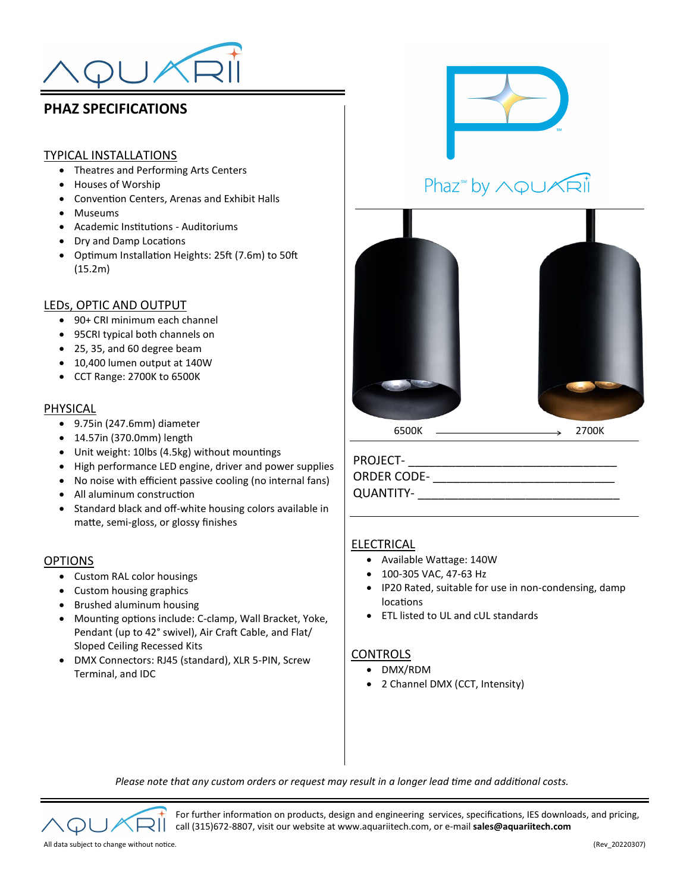# PHAZ SPECIFICATIONS

## TYPICAL INSTALLATIONS

- Theatres and Performing Arts Centers
- Houses of Worship
- Convention Centers, Arenas and Exhibit Halls
- Museums
- Academic Institutions - Auditoriums
- Dry and Damp Locations
- Optimum Installation Heights: 25ft (7.6m) to 50ft (15.2m)

## LEDs, OPTIC AND OUTPUT

- 90+ CRI minimum each channel
- 95CRI typical both channels on
- 25, 35, and 60 degree beam
- 10,400 lumen output at 140W
- CCT Range: 2700K to 6500K

## PHYSICAL

- 9.75in (247.6mm) diameter
- 14.57in (370.0mm) length
- Unit weight: 10lbs (4.5kg) without mountings
- High performance LED engine, driver and power supplies
- No noise with efficient passive cooling (no internal fans)
- All aluminum construction
- Standard black and off-white housing colors available in matte, semi-gloss, or glossy finishes

## OPTIONS

- Custom RAL color housings
- Custom housing graphics
- Brushed aluminum housing
- Mounting options include: C-clamp, Wall Bracket, Yoke, Pendant (up to 42° swivel), Air Craft Cable, and Flat/ Sloped Ceiling Recessed Kits
- DMX Connectors: RJ45 (standard), XLR 5-PIN, Screw Terminal, and IDC

Phaz℠ by AQUARII

6500K ⟶ 2700K

PROJECT- ______________________________

ORDER CODE- ___________________________

QUANTITY- _____________________________

## ELECTRICAL

- Available Wattage: 140W
- 100-305 VAC, 47-63 Hz
- IP20 Rated, suitable for use in non-condensing, damp locations
- ETL listed to UL and cUL standards

## CONTROLS

- DMX/RDM
- 2 Channel DMX (CCT, Intensity)

*Please note that any custom orders or request may result in a longer lead time and additional costs.*

For further information on products, design and engineering services, specifications, IES downloads, and pricing, call (315)672-8807, visit our website at www.aquariitech.com, or e-mail **sales@aquariitech.com**

All data subject to change without notice.

(Rev_20220307)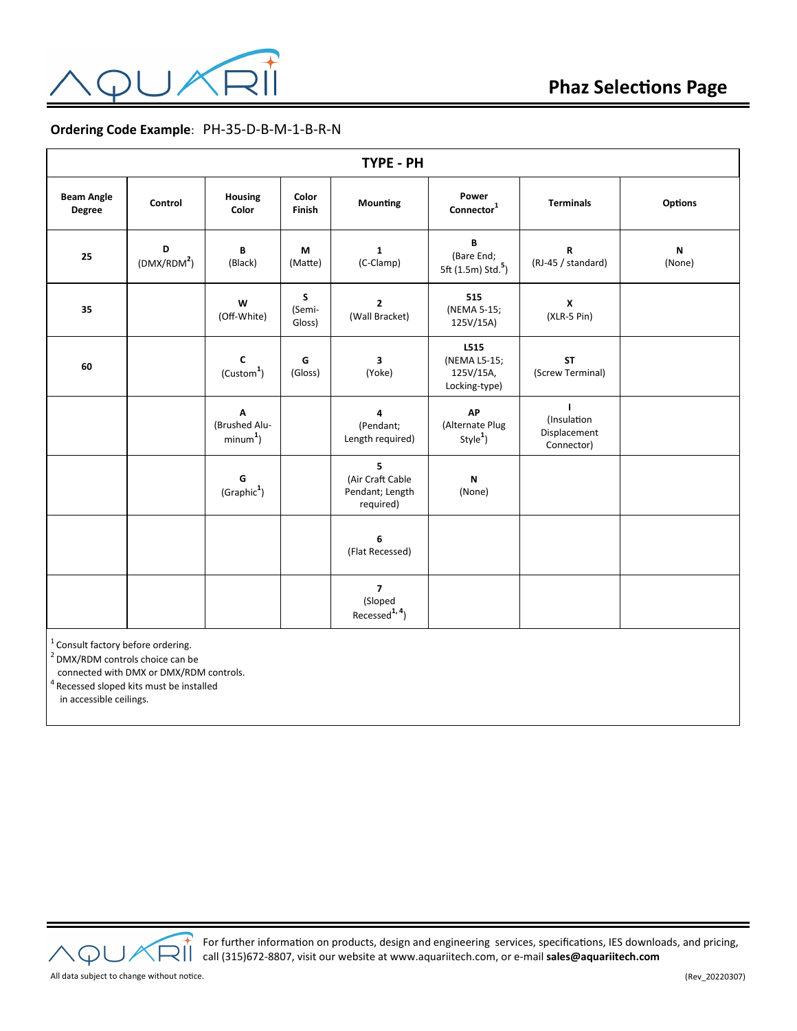## Phaz Selections Page

**Ordering Code Example**: PH-35-D-B-M-1-B-R-N

| TYPE - PH | | | | | | | |
|---|---|---|---|---|---|---|---|
| **Beam Angle Degree** | **Control** | **Housing Color** | **Color Finish** | **Mounting** | **Power Connector[1]** | **Terminals** | **Options** |
| **25** | **D** (DMX/RDM[2]) | **B** (Black) | **M** (Matte) | **1** (C-Clamp) | **B** (Bare End; 5ft (1.5m) Std.[5]) | **R** (RJ-45 / standard) | **N** (None) |
| **35** | | **W** (Off-White) | **S** (Semi-Gloss) | **2** (Wall Bracket) | **515** (NEMA 5-15; 125V/15A) | **X** (XLR-5 Pin) | |
| **60** | | **C** (Custom[1]) | **G** (Gloss) | **3** (Yoke) | **L515** (NEMA L5-15; 125V/15A, Locking-type) | **ST** (Screw Terminal) | |
| | | **A** (Brushed Alu-minum[1]) | | **4** (Pendant; Length required) | **AP** (Alternate Plug Style[1]) | **I** (Insulation Displacement Connector) | |
| | | **G** (Graphic[1]) | | **5** (Air Craft Cable Pendant; Length required) | **N** (None) | | |
| | | | | **6** (Flat Recessed) | | | |
| | | | | **7** (Sloped Recessed[1, 4]) | | | |

[1] Consult factory before ordering.
[2] DMX/RDM controls choice can be connected with DMX or DMX/RDM controls.
[4] Recessed sloped kits must be installed in accessible ceilings.

For further information on products, design and engineering services, specifications, IES downloads, and pricing, call (315)672-8807, visit our website at www.aquariitech.com, or e-mail **sales@aquariitech.com**

All data subject to change without notice.

(Rev_20220307)